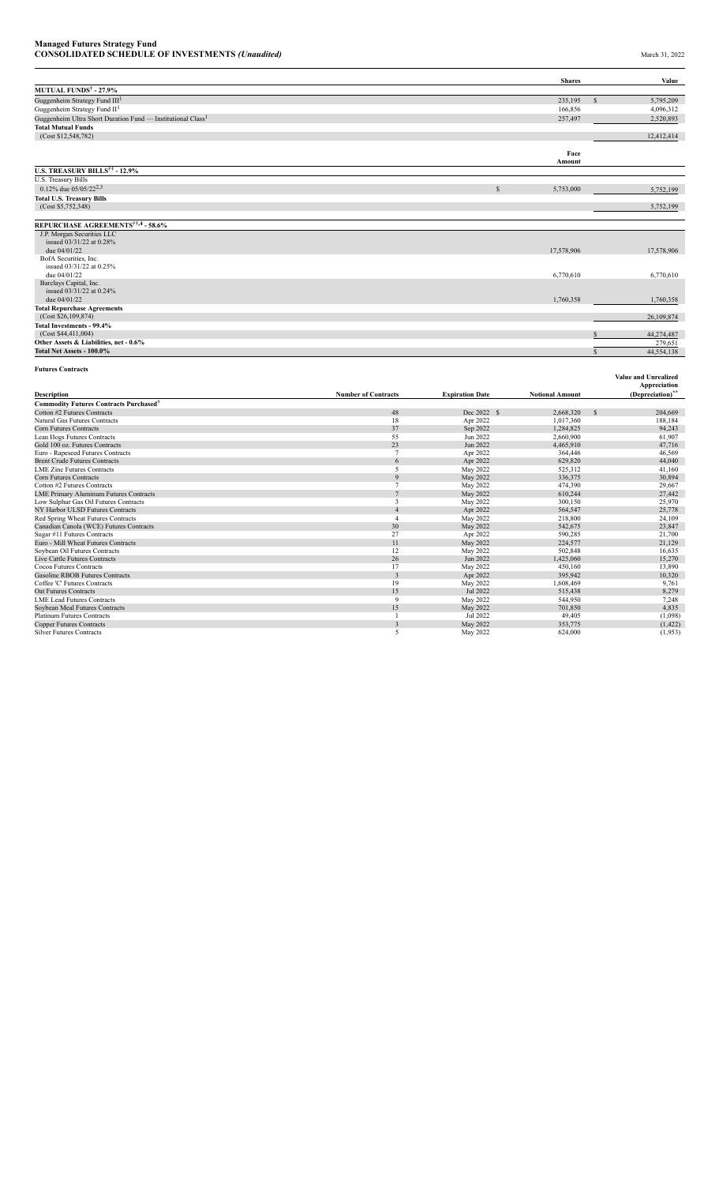**Managed Futures Strategy Fund**
**CONSOLIDATED SCHEDULE OF INVESTMENTS *(Unaudited)*** March 31, 2022

| | | Shares | Value |
|---|---|---|---|
| **MUTUAL FUNDS† - 27.9%** | | | |
| Guggenheim Strategy Fund III[1] | | 235,195 | $ 5,795,209 |
| Guggenheim Strategy Fund II[1] | | 166,856 | 4,096,312 |
| Guggenheim Ultra Short Duration Fund — Institutional Class[1] | | 257,497 | 2,520,893 |
| **Total Mutual Funds** (Cost $12,548,782) | | | 12,412,414 |
| | | **Face Amount** | |
| **U.S. TREASURY BILLS†† - 12.9%** | | | |
| U.S. Treasury Bills | | | |
| 0.12% due 05/05/22[2,3] | | $ 5,753,000 | 5,752,199 |
| **Total U.S. Treasury Bills** (Cost $5,752,348) | | | 5,752,199 |
| **REPURCHASE AGREEMENTS††,4 - 58.6%** | | | |
| J.P. Morgan Securities LLC issued 03/31/22 at 0.28% due 04/01/22 | | 17,578,906 | 17,578,906 |
| BofA Securities, Inc. issued 03/31/22 at 0.25% due 04/01/22 | | 6,770,610 | 6,770,610 |
| Barclays Capital, Inc. issued 03/31/22 at 0.24% due 04/01/22 | | 1,760,358 | 1,760,358 |
| **Total Repurchase Agreements** (Cost $26,109,874) | | | 26,109,874 |
| **Total Investments - 99.4%** (Cost $44,411,004) | | | $ 44,274,487 |
| **Other Assets & Liabilities, net - 0.6%** | | | 279,651 |
| **Total Net Assets - 100.0%** | | | $ 44,554,138 |

**Futures Contracts**

| Description | Number of Contracts | Expiration Date | Notional Amount | Value and Unrealized Appreciation (Depreciation)** |
|---|---|---|---|---|
| **Commodity Futures Contracts Purchased†** | | | | |
| Cotton #2 Futures Contracts | 48 | Dec 2022 | $ 2,668,320 | $ 204,669 |
| Natural Gas Futures Contracts | 18 | Apr 2022 | 1,017,360 | 188,184 |
| Corn Futures Contracts | 37 | Sep 2022 | 1,284,825 | 94,243 |
| Lean Hogs Futures Contracts | 55 | Jun 2022 | 2,660,900 | 61,907 |
| Gold 100 oz. Futures Contracts | 23 | Jun 2022 | 4,465,910 | 47,716 |
| Euro - Rapeseed Futures Contracts | 7 | Apr 2022 | 364,446 | 46,569 |
| Brent Crude Futures Contracts | 6 | Apr 2022 | 629,820 | 44,040 |
| LME Zinc Futures Contracts | 5 | May 2022 | 525,312 | 41,160 |
| Corn Futures Contracts | 9 | May 2022 | 336,375 | 30,894 |
| Cotton #2 Futures Contracts | 7 | May 2022 | 474,390 | 29,667 |
| LME Primary Aluminum Futures Contracts | 7 | May 2022 | 610,244 | 27,442 |
| Low Sulphur Gas Oil Futures Contracts | 3 | May 2022 | 300,150 | 25,970 |
| NY Harbor ULSD Futures Contracts | 4 | Apr 2022 | 564,547 | 25,778 |
| Red Spring Wheat Futures Contracts | 4 | May 2022 | 218,800 | 24,109 |
| Canadian Canola (WCE) Futures Contracts | 30 | May 2022 | 542,675 | 23,847 |
| Sugar #11 Futures Contracts | 27 | Apr 2022 | 590,285 | 21,700 |
| Euro - Mill Wheat Futures Contracts | 11 | May 2022 | 224,577 | 21,129 |
| Soybean Oil Futures Contracts | 12 | May 2022 | 502,848 | 16,635 |
| Live Cattle Futures Contracts | 26 | Jun 2022 | 1,425,060 | 15,270 |
| Cocoa Futures Contracts | 17 | May 2022 | 450,160 | 13,890 |
| Gasoline RBOB Futures Contracts | 3 | Apr 2022 | 395,942 | 10,320 |
| Coffee 'C' Futures Contracts | 19 | May 2022 | 1,608,469 | 9,761 |
| Oat Futures Contracts | 15 | Jul 2022 | 515,438 | 8,279 |
| LME Lead Futures Contracts | 9 | May 2022 | 544,950 | 7,248 |
| Soybean Meal Futures Contracts | 15 | May 2022 | 701,850 | 4,835 |
| Platinum Futures Contracts | 1 | Jul 2022 | 49,405 | (1,098) |
| Copper Futures Contracts | 3 | May 2022 | 353,775 | (1,422) |
| Silver Futures Contracts | 5 | May 2022 | 624,000 | (1,953) |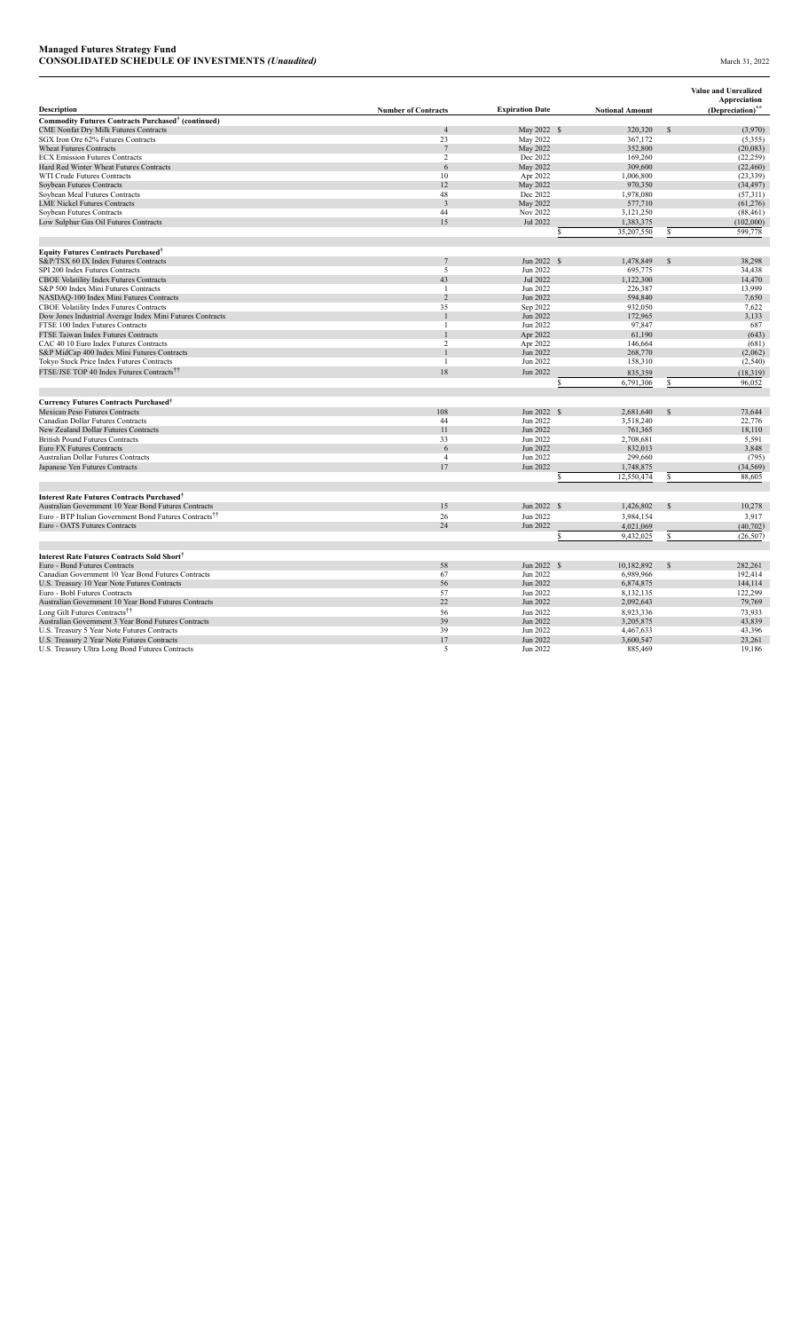**Managed Futures Strategy Fund**
**CONSOLIDATED SCHEDULE OF INVESTMENTS *(Unaudited)*** March 31, 2022

| Description | Number of Contracts | Expiration Date | Notional Amount | Value and Unrealized Appreciation (Depreciation)** |
|---|---|---|---|---|
| **Commodity Futures Contracts Purchased† (continued)** | | | | |
| CME Nonfat Dry Milk Futures Contracts | 4 | May 2022 | $ 320,320 | $ (3,970) |
| SGX Iron Ore 62% Futures Contracts | 23 | May 2022 | 367,172 | (5,355) |
| Wheat Futures Contracts | 7 | May 2022 | 352,800 | (20,083) |
| ECX Emission Futures Contracts | 2 | Dec 2022 | 169,260 | (22,259) |
| Hard Red Winter Wheat Futures Contracts | 6 | May 2022 | 309,600 | (22,460) |
| WTI Crude Futures Contracts | 10 | Apr 2022 | 1,006,800 | (23,339) |
| Soybean Futures Contracts | 12 | May 2022 | 970,350 | (34,497) |
| Soybean Meal Futures Contracts | 48 | Dec 2022 | 1,978,080 | (57,311) |
| LME Nickel Futures Contracts | 3 | May 2022 | 577,710 | (61,276) |
| Soybean Futures Contracts | 44 | Nov 2022 | 3,121,250 | (88,461) |
| Low Sulphur Gas Oil Futures Contracts | 15 | Jul 2022 | 1,383,375 | (102,000) |
| | | | $ 35,207,550 | $ 599,778 |
| **Equity Futures Contracts Purchased†** | | | | |
| S&P/TSX 60 IX Index Futures Contracts | 7 | Jun 2022 | $ 1,478,849 | $ 38,298 |
| SPI 200 Index Futures Contracts | 5 | Jun 2022 | 695,775 | 34,438 |
| CBOE Volatility Index Futures Contracts | 43 | Jul 2022 | 1,122,300 | 14,470 |
| S&P 500 Index Mini Futures Contracts | 1 | Jun 2022 | 226,387 | 13,999 |
| NASDAQ-100 Index Mini Futures Contracts | 2 | Jun 2022 | 594,840 | 7,650 |
| CBOE Volatility Index Futures Contracts | 35 | Sep 2022 | 932,050 | 7,622 |
| Dow Jones Industrial Average Index Mini Futures Contracts | 1 | Jun 2022 | 172,965 | 3,133 |
| FTSE 100 Index Futures Contracts | 1 | Jun 2022 | 97,847 | 687 |
| FTSE Taiwan Index Futures Contracts | 1 | Apr 2022 | 61,190 | (643) |
| CAC 40 10 Euro Index Futures Contracts | 2 | Apr 2022 | 146,664 | (681) |
| S&P MidCap 400 Index Mini Futures Contracts | 1 | Jun 2022 | 268,770 | (2,062) |
| Tokyo Stock Price Index Futures Contracts | 1 | Jun 2022 | 158,310 | (2,540) |
| FTSE/JSE TOP 40 Index Futures Contracts†† | 18 | Jun 2022 | 835,359 | (18,319) |
| | | | $ 6,791,306 | $ 96,052 |
| **Currency Futures Contracts Purchased†** | | | | |
| Mexican Peso Futures Contracts | 108 | Jun 2022 | $ 2,681,640 | $ 73,644 |
| Canadian Dollar Futures Contracts | 44 | Jun 2022 | 3,518,240 | 22,776 |
| New Zealand Dollar Futures Contracts | 11 | Jun 2022 | 761,365 | 18,110 |
| British Pound Futures Contracts | 33 | Jun 2022 | 2,708,681 | 5,591 |
| Euro FX Futures Contracts | 6 | Jun 2022 | 832,013 | 3,848 |
| Australian Dollar Futures Contracts | 4 | Jun 2022 | 299,660 | (795) |
| Japanese Yen Futures Contracts | 17 | Jun 2022 | 1,748,875 | (34,569) |
| | | | $ 12,550,474 | $ 88,605 |
| **Interest Rate Futures Contracts Purchased†** | | | | |
| Australian Government 10 Year Bond Futures Contracts | 15 | Jun 2022 | $ 1,426,802 | $ 10,278 |
| Euro - BTP Italian Government Bond Futures Contracts†† | 26 | Jun 2022 | 3,984,154 | 3,917 |
| Euro - OATS Futures Contracts | 24 | Jun 2022 | 4,021,069 | (40,702) |
| | | | $ 9,432,025 | $ (26,507) |
| **Interest Rate Futures Contracts Sold Short†** | | | | |
| Euro - Bund Futures Contracts | 58 | Jun 2022 | $ 10,182,892 | $ 282,261 |
| Canadian Government 10 Year Bond Futures Contracts | 67 | Jun 2022 | 6,989,966 | 192,414 |
| U.S. Treasury 10 Year Note Futures Contracts | 56 | Jun 2022 | 6,874,875 | 144,114 |
| Euro - Bobl Futures Contracts | 57 | Jun 2022 | 8,132,135 | 122,299 |
| Australian Government 10 Year Bond Futures Contracts | 22 | Jun 2022 | 2,092,643 | 79,769 |
| Long Gilt Futures Contracts†† | 56 | Jun 2022 | 8,923,336 | 73,933 |
| Australian Government 3 Year Bond Futures Contracts | 39 | Jun 2022 | 3,205,875 | 43,839 |
| U.S. Treasury 5 Year Note Futures Contracts | 39 | Jun 2022 | 4,467,633 | 43,396 |
| U.S. Treasury 2 Year Note Futures Contracts | 17 | Jun 2022 | 3,600,547 | 23,261 |
| U.S. Treasury Ultra Long Bond Futures Contracts | 5 | Jun 2022 | 885,469 | 19,186 |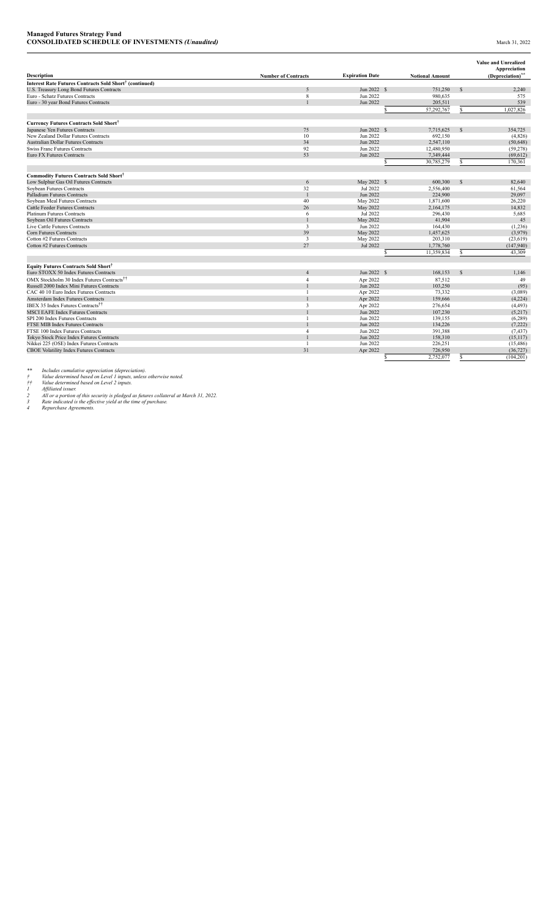**Managed Futures Strategy Fund**
**CONSOLIDATED SCHEDULE OF INVESTMENTS *(Unaudited)***

March 31, 2022

| Description | Number of Contracts | Expiration Date | Notional Amount | Value and Unrealized Appreciation (Depreciation)** |
|---|---|---|---|---|
| **Interest Rate Futures Contracts Sold Short† (continued)** | | | | |
| U.S. Treasury Long Bond Futures Contracts | 5 | Jun 2022 | $ 751,250 | $ 2,240 |
| Euro - Schatz Futures Contracts | 8 | Jun 2022 | 980,635 | 575 |
| Euro - 30 year Bond Futures Contracts | 1 | Jun 2022 | 205,511 | 539 |
| | | | $ 57,292,767 | $ 1,027,826 |
| **Currency Futures Contracts Sold Short†** | | | | |
| Japanese Yen Futures Contracts | 75 | Jun 2022 | $ 7,715,625 | $ 354,725 |
| New Zealand Dollar Futures Contracts | 10 | Jun 2022 | 692,150 | (4,826) |
| Australian Dollar Futures Contracts | 34 | Jun 2022 | 2,547,110 | (50,648) |
| Swiss Franc Futures Contracts | 92 | Jun 2022 | 12,480,950 | (59,278) |
| Euro FX Futures Contracts | 53 | Jun 2022 | 7,349,444 | (69,612) |
| | | | $ 30,785,279 | $ 170,361 |
| **Commodity Futures Contracts Sold Short†** | | | | |
| Low Sulphur Gas Oil Futures Contracts | 6 | May 2022 | $ 600,300 | $ 82,640 |
| Soybean Futures Contracts | 32 | Jul 2022 | 2,556,400 | 61,564 |
| Palladium Futures Contracts | 1 | Jun 2022 | 224,900 | 29,097 |
| Soybean Meal Futures Contracts | 40 | May 2022 | 1,871,600 | 26,220 |
| Cattle Feeder Futures Contracts | 26 | May 2022 | 2,164,175 | 14,832 |
| Platinum Futures Contracts | 6 | Jul 2022 | 296,430 | 5,685 |
| Soybean Oil Futures Contracts | 1 | May 2022 | 41,904 | 45 |
| Live Cattle Futures Contracts | 3 | Jun 2022 | 164,430 | (1,236) |
| Corn Futures Contracts | 39 | May 2022 | 1,457,625 | (3,979) |
| Cotton #2 Futures Contracts | 3 | May 2022 | 203,310 | (23,619) |
| Cotton #2 Futures Contracts | 27 | Jul 2022 | 1,778,760 | (147,940) |
| | | | $ 11,359,834 | $ 43,309 |
| **Equity Futures Contracts Sold Short†** | | | | |
| Euro STOXX 50 Index Futures Contracts | 4 | Jun 2022 | $ 168,153 | $ 1,146 |
| OMX Stockholm 30 Index Futures Contracts†† | 4 | Apr 2022 | 87,512 | 49 |
| Russell 2000 Index Mini Futures Contracts | 1 | Jun 2022 | 103,250 | (95) |
| CAC 40 10 Euro Index Futures Contracts | 1 | Apr 2022 | 73,332 | (3,089) |
| Amsterdam Index Futures Contracts | 1 | Apr 2022 | 159,666 | (4,224) |
| IBEX 35 Index Futures Contracts†† | 3 | Apr 2022 | 276,654 | (4,493) |
| MSCI EAFE Index Futures Contracts | 1 | Jun 2022 | 107,230 | (5,217) |
| SPI 200 Index Futures Contracts | 1 | Jun 2022 | 139,155 | (6,289) |
| FTSE MIB Index Futures Contracts | 1 | Jun 2022 | 134,226 | (7,222) |
| FTSE 100 Index Futures Contracts | 4 | Jun 2022 | 391,388 | (7,437) |
| Tokyo Stock Price Index Futures Contracts | 1 | Jun 2022 | 158,310 | (15,117) |
| Nikkei 225 (OSE) Index Futures Contracts | 1 | Jun 2022 | 226,251 | (15,486) |
| CBOE Volatility Index Futures Contracts | 31 | Apr 2022 | 726,950 | (36,727) |
| | | | $ 2,752,077 | $ (104,201) |

*\*\* Includes cumulative appreciation (depreciation).*
*† Value determined based on Level 1 inputs, unless otherwise noted.*
*†† Value determined based on Level 2 inputs.*
*1 Affiliated issuer.*
*2 All or a portion of this security is pledged as futures collateral at March 31, 2022.*
*3 Rate indicated is the effective yield at the time of purchase.*
*4 Repurchase Agreements.*